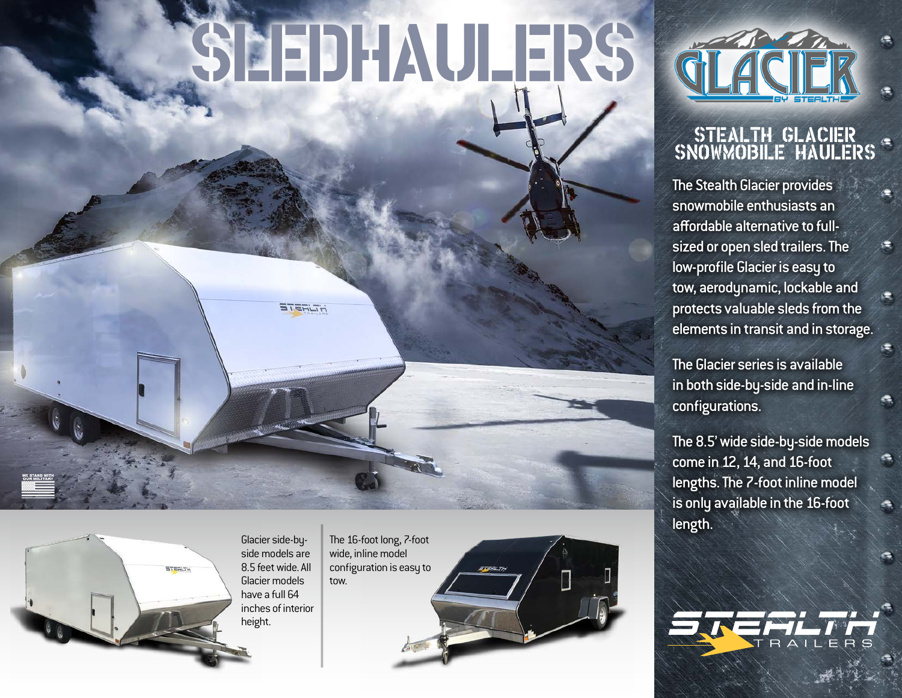# SLEDHAULERS

## GLACIER BY STEALTH

## STEALTH GLACIER SNOWMOBILE HAULERS

The Stealth Glacier provides snowmobile enthusiasts an affordable alternative to full-sized or open sled trailers. The low-profile Glacier is easy to tow, aerodynamic, lockable and protects valuable sleds from the elements in transit and in storage.

The Glacier series is available in both side-by-side and in-line configurations.

The 8.5' wide side-by-side models come in 12, 14, and 16-foot lengths. The 7-foot inline model is only available in the 16-foot length.

Glacier side-by-side models are 8.5 feet wide. All Glacier models have a full 64 inches of interior height.

The 16-foot long, 7-foot wide, inline model configuration is easy to tow.

WE STAND WITH OUR MILITARY

STEALTH TRAILERS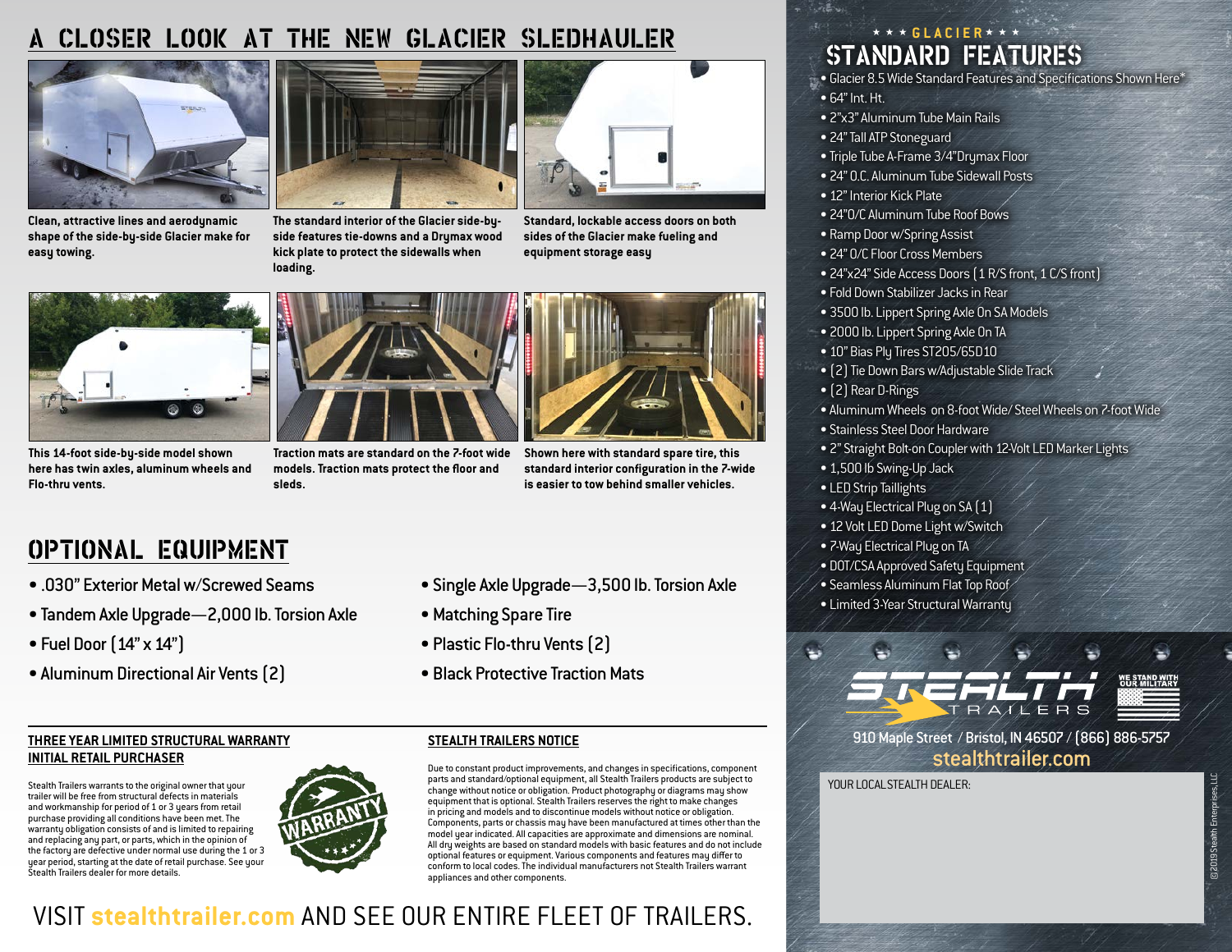# A CLOSER LOOK AT THE NEW GLACIER SLEDHAULER

Clean, attractive lines and aerodynamic shape of the side-by-side Glacier make for easy towing.

The standard interior of the Glacier side-by-side features tie-downs and a Drymax wood kick plate to protect the sidewalls when loading.

Standard, lockable access doors on both sides of the Glacier make fueling and equipment storage easy

This 14-foot side-by-side model shown here has twin axles, aluminum wheels and Flo-thru vents.

Traction mats are standard on the 7-foot wide models. Traction mats protect the floor and sleds.

Shown here with standard spare tire, this standard interior configuration in the 7-wide is easier to tow behind smaller vehicles.

## OPTIONAL EQUIPMENT

- .030" Exterior Metal w/Screwed Seams
- Tandem Axle Upgrade—2,000 lb. Torsion Axle
- Fuel Door (14" x 14")
- Aluminum Directional Air Vents (2)
- Single Axle Upgrade—3,500 lb. Torsion Axle
- Matching Spare Tire
- Plastic Flo-thru Vents (2)
- Black Protective Traction Mats

### THREE YEAR LIMITED STRUCTURAL WARRANTY INITIAL RETAIL PURCHASER

Stealth Trailers warrants to the original owner that your trailer will be free from structural defects in materials and workmanship for period of 1 or 3 years from retail purchase providing all conditions have been met. The warranty obligation consists of and is limited to repairing and replacing any part, or parts, which in the opinion of the factory are defective under normal use during the 1 or 3 year period, starting at the date of retail purchase. See your Stealth Trailers dealer for more details.

WARRANTY

### STEALTH TRAILERS NOTICE

Due to constant product improvements, and changes in specifications, component parts and standard/optional equipment, all Stealth Trailers products are subject to change without notice or obligation. Product photography or diagrams may show equipment that is optional. Stealth Trailers reserves the right to make changes in pricing and models and to discontinue models without notice or obligation. Components, parts or chassis may have been manufactured at times other than the model year indicated. All capacities are approximate and dimensions are nominal. All dry weights are based on standard models with basic features and do not include optional features or equipment. Various components and features may differ to conform to local codes. The individual manufacturers not Stealth Trailers warrant appliances and other components.

VISIT stealthtrailer.com AND SEE OUR ENTIRE FLEET OF TRAILERS.

## ★ ★ ★ GLACIER ★ ★ ★ STANDARD FEATURES

- Glacier 8.5 Wide Standard Features and Specifications Shown Here*
- 64" Int. Ht.
- 2"x3" Aluminum Tube Main Rails
- 24" Tall ATP Stoneguard
- Triple Tube A-Frame 3/4"Drymax Floor
- 24" O.C. Aluminum Tube Sidewall Posts
- 12" Interior Kick Plate
- 24"O/C Aluminum Tube Roof Bows
- Ramp Door w/Spring Assist
- 24" O/C Floor Cross Members
- 24"x24" Side Access Doors (1 R/S front, 1 C/S front)
- Fold Down Stabilizer Jacks in Rear
- 3500 lb. Lippert Spring Axle On SA Models
- 2000 lb. Lippert Spring Axle On TA
- 10" Bias Ply Tires ST205/65D10
- (2) Tie Down Bars w/Adjustable Slide Track
- (2) Rear D-Rings
- Aluminum Wheels on 8-foot Wide/ Steel Wheels on 7-foot Wide
- Stainless Steel Door Hardware
- 2" Straight Bolt-on Coupler with 12-Volt LED Marker Lights
- 1,500 lb Swing-Up Jack
- LED Strip Taillights
- 4-Way Electrical Plug on SA (1)
- 12 Volt LED Dome Light w/Switch
- 7-Way Electrical Plug on TA
- DOT/CSA Approved Safety Equipment
- Seamless Aluminum Flat Top Roof
- Limited 3-Year Structural Warranty

STEALTH TRAILERS

WE STAND WITH OUR MILITARY

910 Maple Street / Bristol, IN 46507 / (866) 886-5757

stealthtrailer.com

YOUR LOCAL STEALTH DEALER:

©2019 Stealth Enterprises, LLC